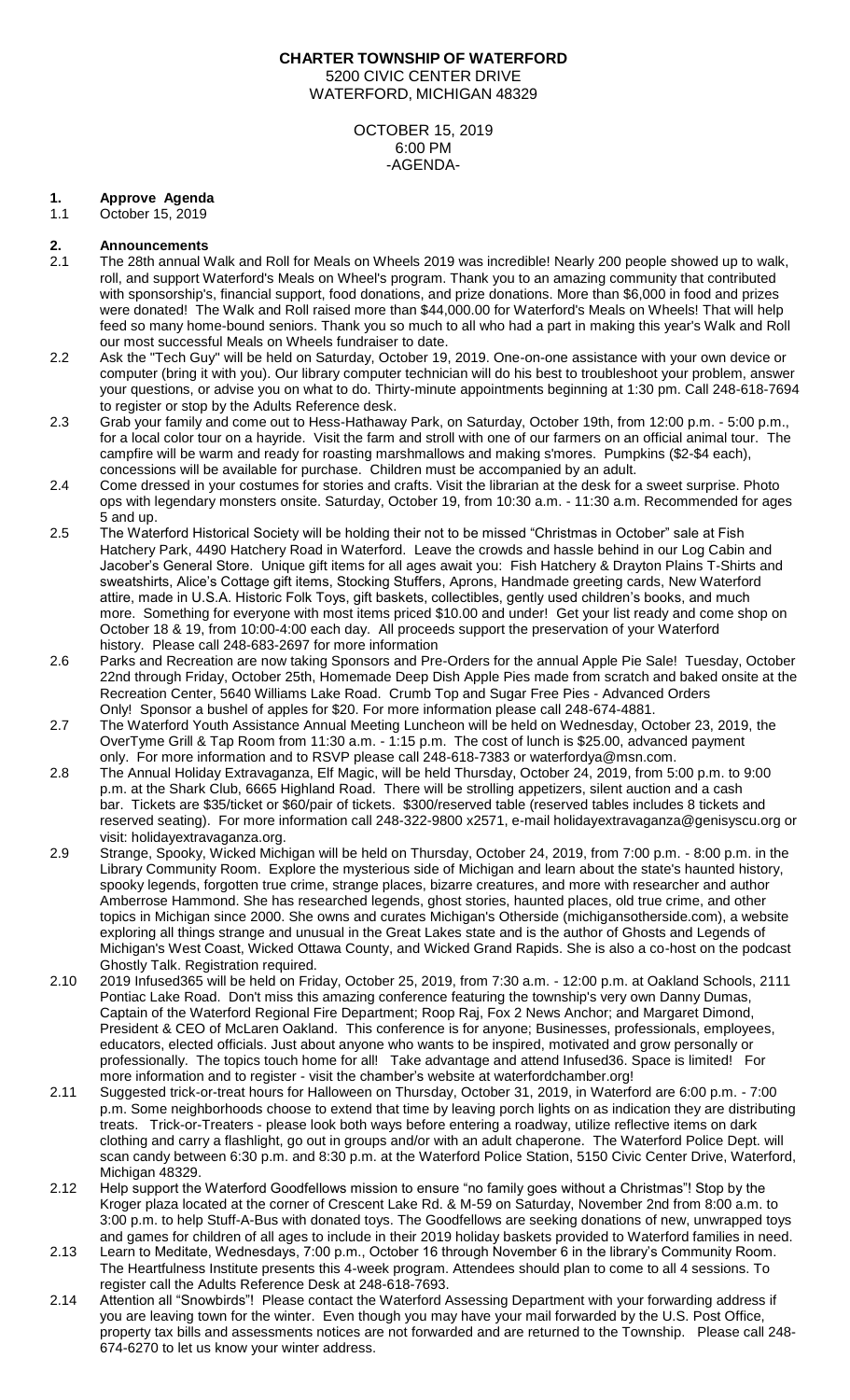**CHARTER TOWNSHIP OF WATERFORD**
5200 CIVIC CENTER DRIVE
WATERFORD, MICHIGAN 48329

OCTOBER 15, 2019
6:00 PM
-AGENDA-

**1. Approve Agenda**

1.1 October 15, 2019

**2. Announcements**

2.1 The 28th annual Walk and Roll for Meals on Wheels 2019 was incredible! Nearly 200 people showed up to walk, roll, and support Waterford's Meals on Wheel's program. Thank you to an amazing community that contributed with sponsorship's, financial support, food donations, and prize donations. More than $6,000 in food and prizes were donated! The Walk and Roll raised more than $44,000.00 for Waterford's Meals on Wheels! That will help feed so many home-bound seniors. Thank you so much to all who had a part in making this year's Walk and Roll our most successful Meals on Wheels fundraiser to date.

2.2 Ask the "Tech Guy" will be held on Saturday, October 19, 2019. One-on-one assistance with your own device or computer (bring it with you). Our library computer technician will do his best to troubleshoot your problem, answer your questions, or advise you on what to do. Thirty-minute appointments beginning at 1:30 pm. Call 248-618-7694 to register or stop by the Adults Reference desk.

2.3 Grab your family and come out to Hess-Hathaway Park, on Saturday, October 19th, from 12:00 p.m. - 5:00 p.m., for a local color tour on a hayride. Visit the farm and stroll with one of our farmers on an official animal tour. The campfire will be warm and ready for roasting marshmallows and making s'mores. Pumpkins ($2-$4 each), concessions will be available for purchase. Children must be accompanied by an adult.

2.4 Come dressed in your costumes for stories and crafts. Visit the librarian at the desk for a sweet surprise. Photo ops with legendary monsters onsite. Saturday, October 19, from 10:30 a.m. - 11:30 a.m. Recommended for ages 5 and up.

2.5 The Waterford Historical Society will be holding their not to be missed "Christmas in October" sale at Fish Hatchery Park, 4490 Hatchery Road in Waterford. Leave the crowds and hassle behind in our Log Cabin and Jacober's General Store. Unique gift items for all ages await you: Fish Hatchery & Drayton Plains T-Shirts and sweatshirts, Alice's Cottage gift items, Stocking Stuffers, Aprons, Handmade greeting cards, New Waterford attire, made in U.S.A. Historic Folk Toys, gift baskets, collectibles, gently used children's books, and much more. Something for everyone with most items priced $10.00 and under! Get your list ready and come shop on October 18 & 19, from 10:00-4:00 each day. All proceeds support the preservation of your Waterford history. Please call 248-683-2697 for more information

2.6 Parks and Recreation are now taking Sponsors and Pre-Orders for the annual Apple Pie Sale! Tuesday, October 22nd through Friday, October 25th, Homemade Deep Dish Apple Pies made from scratch and baked onsite at the Recreation Center, 5640 Williams Lake Road. Crumb Top and Sugar Free Pies - Advanced Orders Only! Sponsor a bushel of apples for $20. For more information please call 248-674-4881.

2.7 The Waterford Youth Assistance Annual Meeting Luncheon will be held on Wednesday, October 23, 2019, the OverTyme Grill & Tap Room from 11:30 a.m. - 1:15 p.m. The cost of lunch is $25.00, advanced payment only. For more information and to RSVP please call 248-618-7383 or waterfordya@msn.com.

2.8 The Annual Holiday Extravaganza, Elf Magic, will be held Thursday, October 24, 2019, from 5:00 p.m. to 9:00 p.m. at the Shark Club, 6665 Highland Road. There will be strolling appetizers, silent auction and a cash bar. Tickets are $35/ticket or $60/pair of tickets. $300/reserved table (reserved tables includes 8 tickets and reserved seating). For more information call 248-322-9800 x2571, e-mail holidayextravaganza@genisyscu.org or visit: holidayextravaganza.org.

2.9 Strange, Spooky, Wicked Michigan will be held on Thursday, October 24, 2019, from 7:00 p.m. - 8:00 p.m. in the Library Community Room. Explore the mysterious side of Michigan and learn about the state's haunted history, spooky legends, forgotten true crime, strange places, bizarre creatures, and more with researcher and author Amberrose Hammond. She has researched legends, ghost stories, haunted places, old true crime, and other topics in Michigan since 2000. She owns and curates Michigan's Otherside (michigansotherside.com), a website exploring all things strange and unusual in the Great Lakes state and is the author of Ghosts and Legends of Michigan's West Coast, Wicked Ottawa County, and Wicked Grand Rapids. She is also a co-host on the podcast Ghostly Talk. Registration required.

2.10 2019 Infused365 will be held on Friday, October 25, 2019, from 7:30 a.m. - 12:00 p.m. at Oakland Schools, 2111 Pontiac Lake Road. Don't miss this amazing conference featuring the township's very own Danny Dumas, Captain of the Waterford Regional Fire Department; Roop Raj, Fox 2 News Anchor; and Margaret Dimond, President & CEO of McLaren Oakland. This conference is for anyone; Businesses, professionals, employees, educators, elected officials. Just about anyone who wants to be inspired, motivated and grow personally or professionally. The topics touch home for all! Take advantage and attend Infused36. Space is limited! For more information and to register - visit the chamber's website at waterfordchamber.org!

2.11 Suggested trick-or-treat hours for Halloween on Thursday, October 31, 2019, in Waterford are 6:00 p.m. - 7:00 p.m. Some neighborhoods choose to extend that time by leaving porch lights on as indication they are distributing treats. Trick-or-Treaters - please look both ways before entering a roadway, utilize reflective items on dark clothing and carry a flashlight, go out in groups and/or with an adult chaperone. The Waterford Police Dept. will scan candy between 6:30 p.m. and 8:30 p.m. at the Waterford Police Station, 5150 Civic Center Drive, Waterford, Michigan 48329.

2.12 Help support the Waterford Goodfellows mission to ensure "no family goes without a Christmas"! Stop by the Kroger plaza located at the corner of Crescent Lake Rd. & M-59 on Saturday, November 2nd from 8:00 a.m. to 3:00 p.m. to help Stuff-A-Bus with donated toys. The Goodfellows are seeking donations of new, unwrapped toys and games for children of all ages to include in their 2019 holiday baskets provided to Waterford families in need.

2.13 Learn to Meditate, Wednesdays, 7:00 p.m., October 16 through November 6 in the library's Community Room. The Heartfulness Institute presents this 4-week program. Attendees should plan to come to all 4 sessions. To register call the Adults Reference Desk at 248-618-7693.

2.14 Attention all "Snowbirds"! Please contact the Waterford Assessing Department with your forwarding address if you are leaving town for the winter. Even though you may have your mail forwarded by the U.S. Post Office, property tax bills and assessments notices are not forwarded and are returned to the Township. Please call 248-674-6270 to let us know your winter address.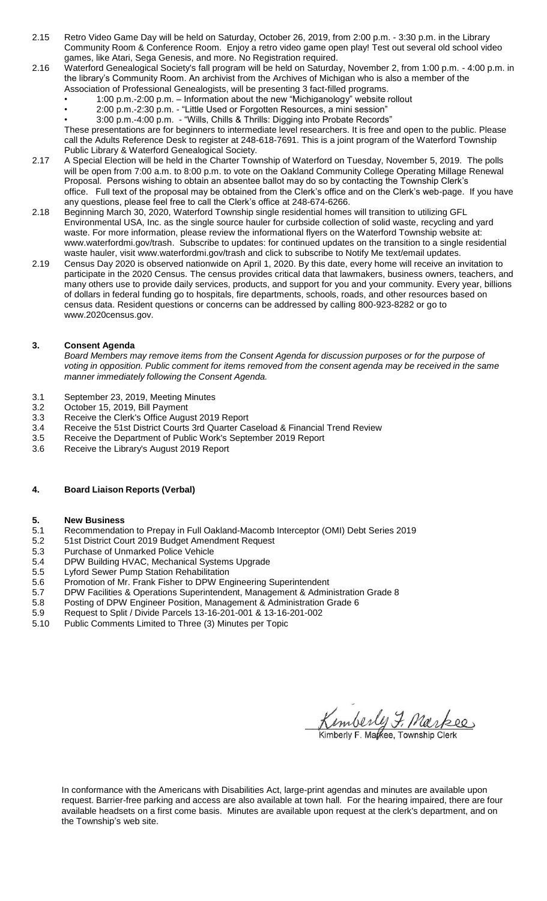2.15 Retro Video Game Day will be held on Saturday, October 26, 2019, from 2:00 p.m. - 3:30 p.m. in the Library Community Room & Conference Room. Enjoy a retro video game open play! Test out several old school video games, like Atari, Sega Genesis, and more. No Registration required.

2.16 Waterford Genealogical Society's fall program will be held on Saturday, November 2, from 1:00 p.m. - 4:00 p.m. in the library's Community Room. An archivist from the Archives of Michigan who is also a member of the Association of Professional Genealogists, will be presenting 3 fact-filled programs.

- 1:00 p.m.-2:00 p.m. – Information about the new "Michiganology" website rollout
- 2:00 p.m.-2:30 p.m. - "Little Used or Forgotten Resources, a mini session"
- 3:00 p.m.-4:00 p.m. - "Wills, Chills & Thrills: Digging into Probate Records"

These presentations are for beginners to intermediate level researchers. It is free and open to the public. Please call the Adults Reference Desk to register at 248-618-7691. This is a joint program of the Waterford Township Public Library & Waterford Genealogical Society.

2.17 A Special Election will be held in the Charter Township of Waterford on Tuesday, November 5, 2019. The polls will be open from 7:00 a.m. to 8:00 p.m. to vote on the Oakland Community College Operating Millage Renewal Proposal. Persons wishing to obtain an absentee ballot may do so by contacting the Township Clerk's office. Full text of the proposal may be obtained from the Clerk's office and on the Clerk's web-page. If you have any questions, please feel free to call the Clerk's office at 248-674-6266.

2.18 Beginning March 30, 2020, Waterford Township single residential homes will transition to utilizing GFL Environmental USA, Inc. as the single source hauler for curbside collection of solid waste, recycling and yard waste. For more information, please review the informational flyers on the Waterford Township website at: www.waterfordmi.gov/trash. Subscribe to updates: for continued updates on the transition to a single residential waste hauler, visit www.waterfordmi.gov/trash and click to subscribe to Notify Me text/email updates.

2.19 Census Day 2020 is observed nationwide on April 1, 2020. By this date, every home will receive an invitation to participate in the 2020 Census. The census provides critical data that lawmakers, business owners, teachers, and many others use to provide daily services, products, and support for you and your community. Every year, billions of dollars in federal funding go to hospitals, fire departments, schools, roads, and other resources based on census data. Resident questions or concerns can be addressed by calling 800-923-8282 or go to www.2020census.gov.

## 3. Consent Agenda

*Board Members may remove items from the Consent Agenda for discussion purposes or for the purpose of voting in opposition. Public comment for items removed from the consent agenda may be received in the same manner immediately following the Consent Agenda.*

3.1 September 23, 2019, Meeting Minutes
3.2 October 15, 2019, Bill Payment
3.3 Receive the Clerk's Office August 2019 Report
3.4 Receive the 51st District Courts 3rd Quarter Caseload & Financial Trend Review
3.5 Receive the Department of Public Work's September 2019 Report
3.6 Receive the Library's August 2019 Report

## 4. Board Liaison Reports (Verbal)

## 5. New Business

5.1 Recommendation to Prepay in Full Oakland-Macomb Interceptor (OMI) Debt Series 2019
5.2 51st District Court 2019 Budget Amendment Request
5.3 Purchase of Unmarked Police Vehicle
5.4 DPW Building HVAC, Mechanical Systems Upgrade
5.5 Lyford Sewer Pump Station Rehabilitation
5.6 Promotion of Mr. Frank Fisher to DPW Engineering Superintendent
5.7 DPW Facilities & Operations Superintendent, Management & Administration Grade 8
5.8 Posting of DPW Engineer Position, Management & Administration Grade 6
5.9 Request to Split / Divide Parcels 13-16-201-001 & 13-16-201-002
5.10 Public Comments Limited to Three (3) Minutes per Topic

Kimberly F. Markee

Kimberly F. Markee, Township Clerk

In conformance with the Americans with Disabilities Act, large-print agendas and minutes are available upon request. Barrier-free parking and access are also available at town hall. For the hearing impaired, there are four available headsets on a first come basis. Minutes are available upon request at the clerk's department, and on the Township's web site.